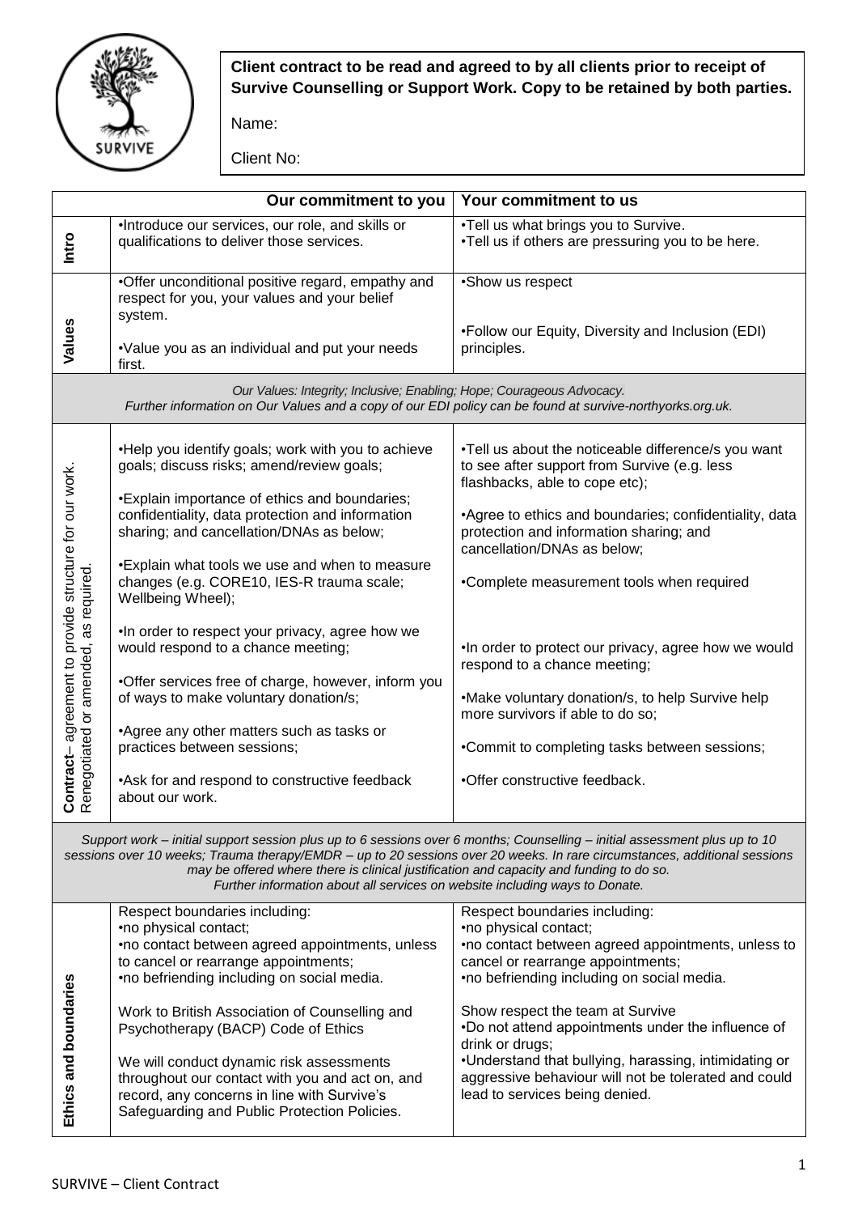**Client contract to be read and agreed to by all clients prior to receipt of Survive Counselling or Support Work. Copy to be retained by both parties.**

Name:

Client No:

| | Our commitment to you | Your commitment to us |
|---|---|---|
| **Intro** | •Introduce our services, our role, and skills or qualifications to deliver those services. | •Tell us what brings you to Survive.<br>•Tell us if others are pressuring you to be here. |
| **Values** | •Offer unconditional positive regard, empathy and respect for you, your values and your belief system.<br>•Value you as an individual and put your needs first. | •Show us respect<br>•Follow our Equity, Diversity and Inclusion (EDI) principles. |
| *Our Values: Integrity; Inclusive; Enabling; Hope; Courageous Advocacy. Further information on Our Values and a copy of our EDI policy can be found at survive-northyorks.org.uk.* | | |
| **Contract**– agreement to provide structure for our work. Renegotiated or amended, as required. | •Help you identify goals; work with you to achieve goals; discuss risks; amend/review goals;<br>•Explain importance of ethics and boundaries; confidentiality, data protection and information sharing; and cancellation/DNAs as below;<br>•Explain what tools we use and when to measure changes (e.g. CORE10, IES-R trauma scale; Wellbeing Wheel);<br>•In order to respect your privacy, agree how we would respond to a chance meeting;<br>•Offer services free of charge, however, inform you of ways to make voluntary donation/s;<br>•Agree any other matters such as tasks or practices between sessions;<br>•Ask for and respond to constructive feedback about our work. | •Tell us about the noticeable difference/s you want to see after support from Survive (e.g. less flashbacks, able to cope etc);<br>•Agree to ethics and boundaries; confidentiality, data protection and information sharing; and cancellation/DNAs as below;<br>•Complete measurement tools when required<br>•In order to protect our privacy, agree how we would respond to a chance meeting;<br>•Make voluntary donation/s, to help Survive help more survivors if able to do so;<br>•Commit to completing tasks between sessions;<br>•Offer constructive feedback. |
| *Support work – initial support session plus up to 6 sessions over 6 months; Counselling – initial assessment plus up to 10 sessions over 10 weeks; Trauma therapy/EMDR – up to 20 sessions over 20 weeks. In rare circumstances, additional sessions may be offered where there is clinical justification and capacity and funding to do so. Further information about all services on website including ways to Donate.* | | |
| **Ethics and boundaries** | Respect boundaries including:<br>•no physical contact;<br>•no contact between agreed appointments, unless to cancel or rearrange appointments;<br>•no befriending including on social media.<br>Work to British Association of Counselling and Psychotherapy (BACP) Code of Ethics<br>We will conduct dynamic risk assessments throughout our contact with you and act on, and record, any concerns in line with Survive's Safeguarding and Public Protection Policies. | Respect boundaries including:<br>•no physical contact;<br>•no contact between agreed appointments, unless to cancel or rearrange appointments;<br>•no befriending including on social media.<br>Show respect the team at Survive<br>•Do not attend appointments under the influence of drink or drugs;<br>•Understand that bullying, harassing, intimidating or aggressive behaviour will not be tolerated and could lead to services being denied. |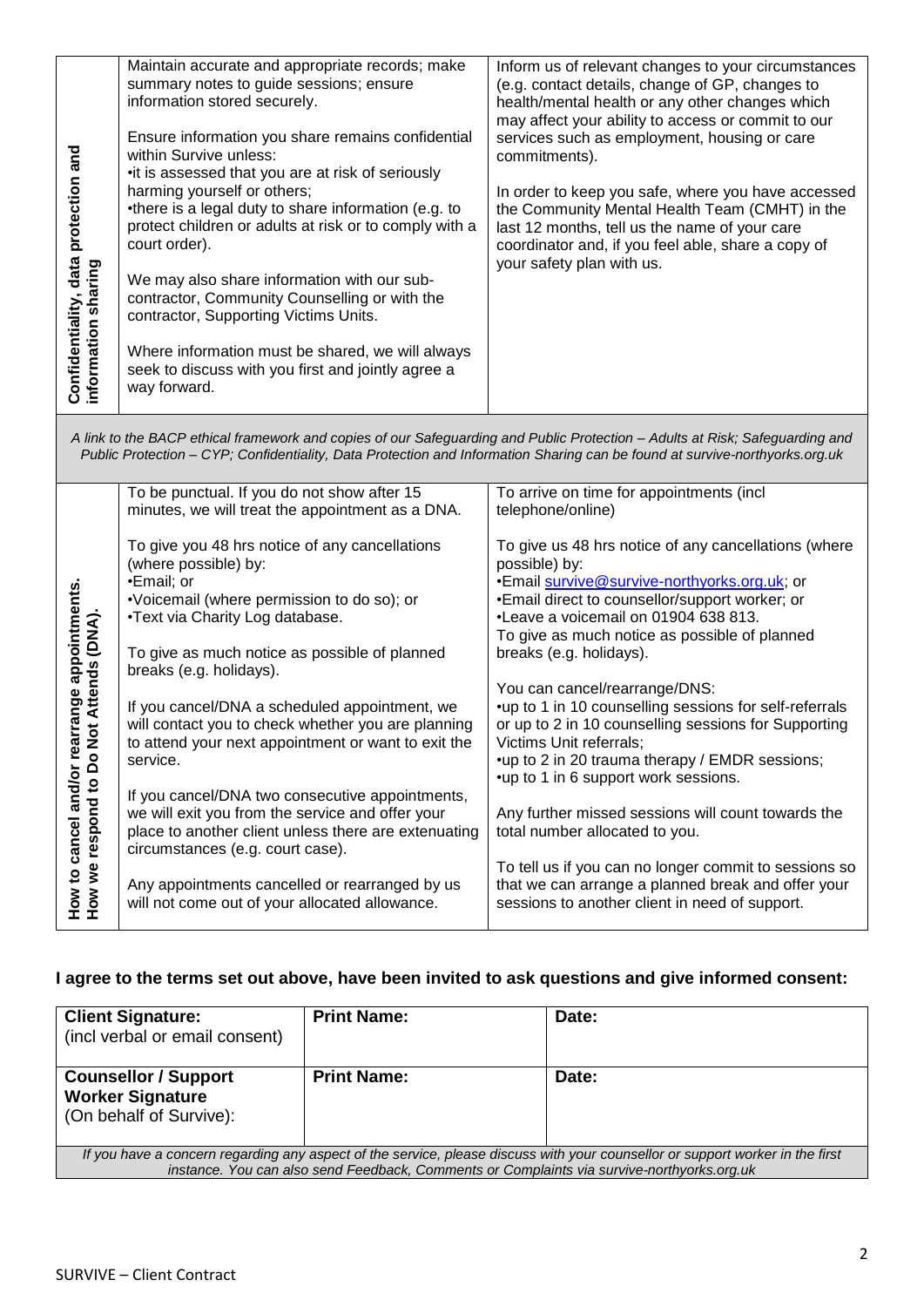| | | |
|---|---|---|
| **Confidentiality, data protection and information sharing** | Maintain accurate and appropriate records; make summary notes to guide sessions; ensure information stored securely.<br><br>Ensure information you share remains confidential within Survive unless:<br>•it is assessed that you are at risk of seriously harming yourself or others;<br>•there is a legal duty to share information (e.g. to protect children or adults at risk or to comply with a court order).<br><br>We may also share information with our sub-contractor, Community Counselling or with the contractor, Supporting Victims Units.<br><br>Where information must be shared, we will always seek to discuss with you first and jointly agree a way forward. | Inform us of relevant changes to your circumstances (e.g. contact details, change of GP, changes to health/mental health or any other changes which may affect your ability to access or commit to our services such as employment, housing or care commitments).<br><br>In order to keep you safe, where you have accessed the Community Mental Health Team (CMHT) in the last 12 months, tell us the name of your care coordinator and, if you feel able, share a copy of your safety plan with us. |

*A link to the BACP ethical framework and copies of our Safeguarding and Public Protection – Adults at Risk; Safeguarding and Public Protection – CYP; Confidentiality, Data Protection and Information Sharing can be found at survive-northyorks.org.uk*

| | | |
|---|---|---|
| **How to cancel and/or rearrange appointments. How we respond to Do Not Attends (DNA).** | To be punctual. If you do not show after 15 minutes, we will treat the appointment as a DNA.<br><br>To give you 48 hrs notice of any cancellations (where possible) by:<br>•Email; or<br>•Voicemail (where permission to do so); or<br>•Text via Charity Log database.<br><br>To give as much notice as possible of planned breaks (e.g. holidays).<br><br>If you cancel/DNA a scheduled appointment, we will contact you to check whether you are planning to attend your next appointment or want to exit the service.<br><br>If you cancel/DNA two consecutive appointments, we will exit you from the service and offer your place to another client unless there are extenuating circumstances (e.g. court case).<br><br>Any appointments cancelled or rearranged by us will not come out of your allocated allowance. | To arrive on time for appointments (incl telephone/online)<br><br>To give us 48 hrs notice of any cancellations (where possible) by:<br>•Email survive@survive-northyorks.org.uk; or<br>•Email direct to counsellor/support worker; or<br>•Leave a voicemail on 01904 638 813.<br>To give as much notice as possible of planned breaks (e.g. holidays).<br><br>You can cancel/rearrange/DNS:<br>•up to 1 in 10 counselling sessions for self-referrals or up to 2 in 10 counselling sessions for Supporting Victims Unit referrals;<br>•up to 2 in 20 trauma therapy / EMDR sessions;<br>•up to 1 in 6 support work sessions.<br><br>Any further missed sessions will count towards the total number allocated to you.<br><br>To tell us if you can no longer commit to sessions so that we can arrange a planned break and offer your sessions to another client in need of support. |

**I agree to the terms set out above, have been invited to ask questions and give informed consent:**

| | | |
|---|---|---|
| **Client Signature:** (incl verbal or email consent) | **Print Name:** | **Date:** |
| **Counsellor / Support Worker Signature** (On behalf of Survive): | **Print Name:** | **Date:** |

*If you have a concern regarding any aspect of the service, please discuss with your counsellor or support worker in the first instance. You can also send Feedback, Comments or Complaints via survive-northyorks.org.uk*

SURVIVE – Client Contract